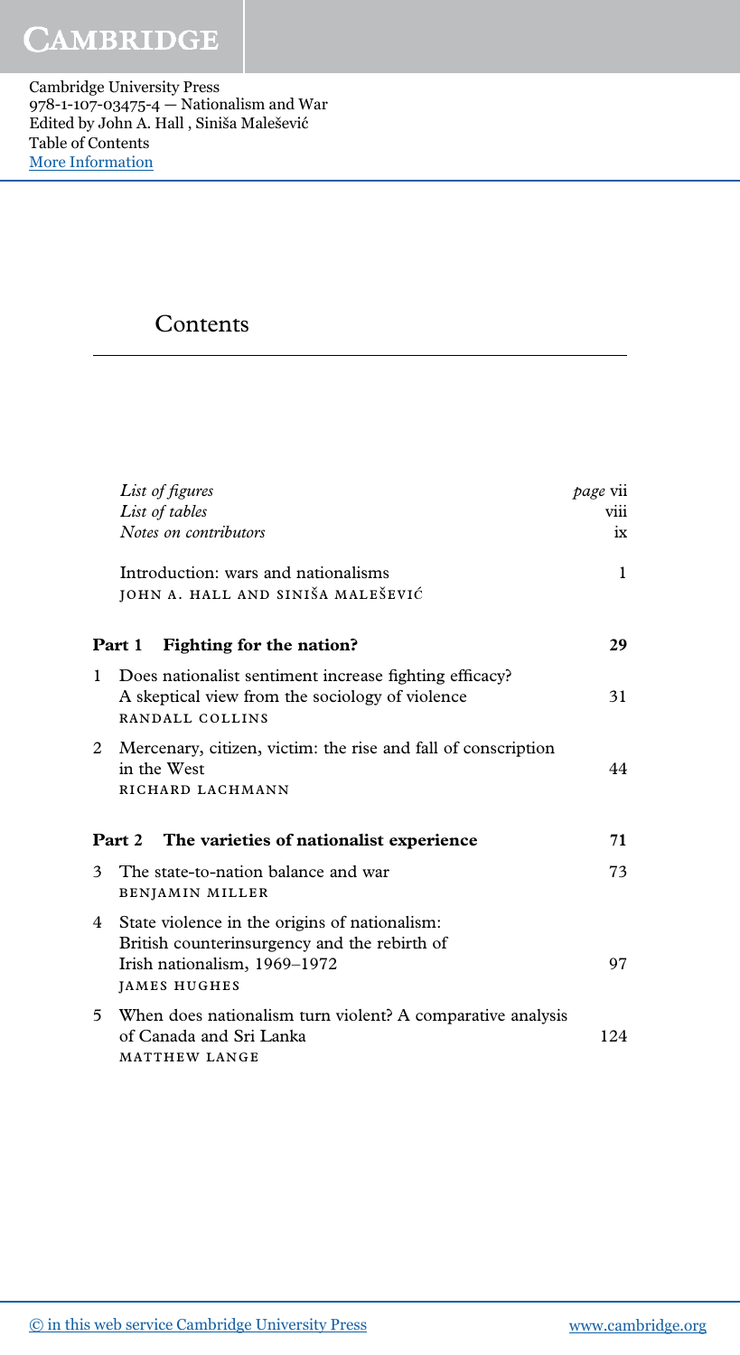# Contents

| | | |
|---|---|---|
| | *List of figures* | *page* vii |
| | *List of tables* | viii |
| | *Notes on contributors* | ix |
| | Introduction: wars and nationalisms<br>JOHN A. HALL AND SINIŠA MALEŠEVIĆ | 1 |
| **Part 1** | **Fighting for the nation?** | **29** |
| 1 | Does nationalist sentiment increase fighting efficacy? A skeptical view from the sociology of violence<br>RANDALL COLLINS | 31 |
| 2 | Mercenary, citizen, victim: the rise and fall of conscription in the West<br>RICHARD LACHMANN | 44 |
| **Part 2** | **The varieties of nationalist experience** | **71** |
| 3 | The state-to-nation balance and war<br>BENJAMIN MILLER | 73 |
| 4 | State violence in the origins of nationalism: British counterinsurgency and the rebirth of Irish nationalism, 1969–1972<br>JAMES HUGHES | 97 |
| 5 | When does nationalism turn violent? A comparative analysis of Canada and Sri Lanka<br>MATTHEW LANGE | 124 |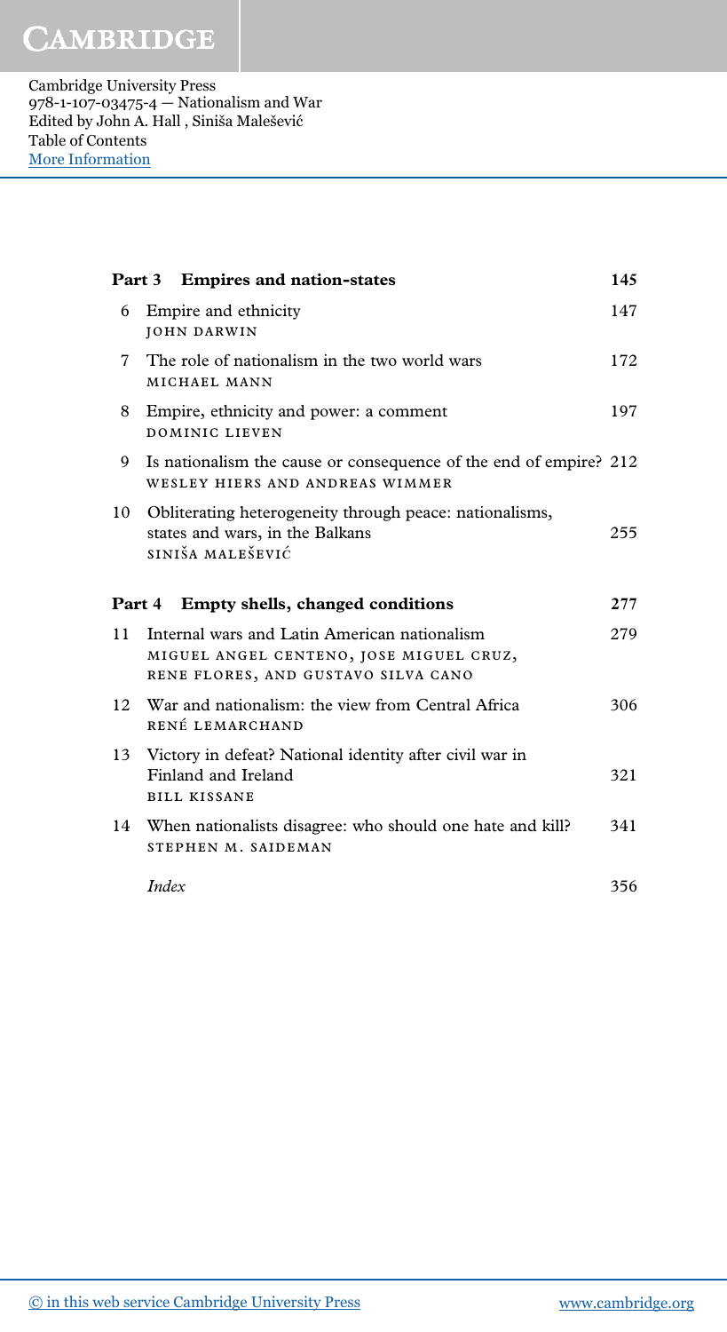| | | |
|---|---|---|
| **Part 3** | **Empires and nation-states** | **145** |
| 6 | Empire and ethnicity<br>JOHN DARWIN | 147 |
| 7 | The role of nationalism in the two world wars<br>MICHAEL MANN | 172 |
| 8 | Empire, ethnicity and power: a comment<br>DOMINIC LIEVEN | 197 |
| 9 | Is nationalism the cause or consequence of the end of empire?<br>WESLEY HIERS AND ANDREAS WIMMER | 212 |
| 10 | Obliterating heterogeneity through peace: nationalisms, states and wars, in the Balkans<br>SINIŠA MALEŠEVIĆ | 255 |
| **Part 4** | **Empty shells, changed conditions** | **277** |
| 11 | Internal wars and Latin American nationalism<br>MIGUEL ANGEL CENTENO, JOSE MIGUEL CRUZ, RENE FLORES, AND GUSTAVO SILVA CANO | 279 |
| 12 | War and nationalism: the view from Central Africa<br>RENÉ LEMARCHAND | 306 |
| 13 | Victory in defeat? National identity after civil war in Finland and Ireland<br>BILL KISSANE | 321 |
| 14 | When nationalists disagree: who should one hate and kill?<br>STEPHEN M. SAIDEMAN | 341 |
| | *Index* | 356 |